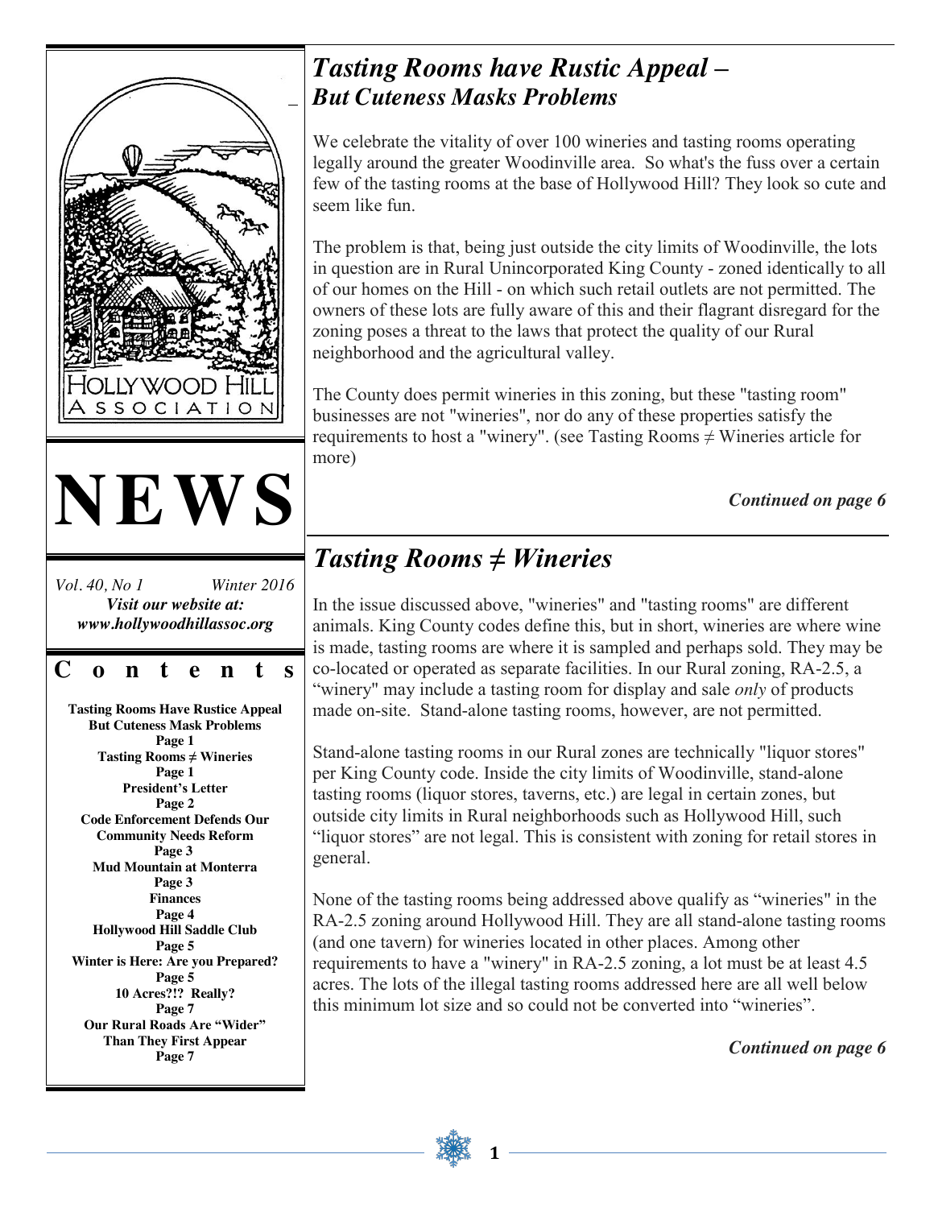HOLLYWOOD HILL ASSOCIATION

# NEWS

*Vol. 40, No 1* *Winter 2016*

***Visit our website at: www.hollywoodhillassoc.org***

## Contents

**Tasting Rooms Have Rustice Appeal But Cuteness Mask Problems**
**Page 1**
**Tasting Rooms ≠ Wineries**
**Page 1**
**President's Letter**
**Page 2**
**Code Enforcement Defends Our Community Needs Reform**
**Page 3**
**Mud Mountain at Monterra**
**Page 3**
**Finances**
**Page 4**
**Hollywood Hill Saddle Club**
**Page 5**
**Winter is Here: Are you Prepared?**
**Page 5**
**10 Acres?!? Really?**
**Page 7**
**Our Rural Roads Are "Wider" Than They First Appear**
**Page 7**

## *Tasting Rooms have Rustic Appeal – But Cuteness Masks Problems*

We celebrate the vitality of over 100 wineries and tasting rooms operating legally around the greater Woodinville area. So what's the fuss over a certain few of the tasting rooms at the base of Hollywood Hill? They look so cute and seem like fun.

The problem is that, being just outside the city limits of Woodinville, the lots in question are in Rural Unincorporated King County - zoned identically to all of our homes on the Hill - on which such retail outlets are not permitted. The owners of these lots are fully aware of this and their flagrant disregard for the zoning poses a threat to the laws that protect the quality of our Rural neighborhood and the agricultural valley.

The County does permit wineries in this zoning, but these "tasting room" businesses are not "wineries", nor do any of these properties satisfy the requirements to host a "winery". (see Tasting Rooms ≠ Wineries article for more)

***Continued on page 6***

## *Tasting Rooms ≠ Wineries*

In the issue discussed above, "wineries" and "tasting rooms" are different animals. King County codes define this, but in short, wineries are where wine is made, tasting rooms are where it is sampled and perhaps sold. They may be co-located or operated as separate facilities. In our Rural zoning, RA-2.5, a "winery" may include a tasting room for display and sale *only* of products made on-site. Stand-alone tasting rooms, however, are not permitted.

Stand-alone tasting rooms in our Rural zones are technically "liquor stores" per King County code. Inside the city limits of Woodinville, stand-alone tasting rooms (liquor stores, taverns, etc.) are legal in certain zones, but outside city limits in Rural neighborhoods such as Hollywood Hill, such "liquor stores" are not legal. This is consistent with zoning for retail stores in general.

None of the tasting rooms being addressed above qualify as "wineries" in the RA-2.5 zoning around Hollywood Hill. They are all stand-alone tasting rooms (and one tavern) for wineries located in other places. Among other requirements to have a "winery" in RA-2.5 zoning, a lot must be at least 4.5 acres. The lots of the illegal tasting rooms addressed here are all well below this minimum lot size and so could not be converted into "wineries".

***Continued on page 6***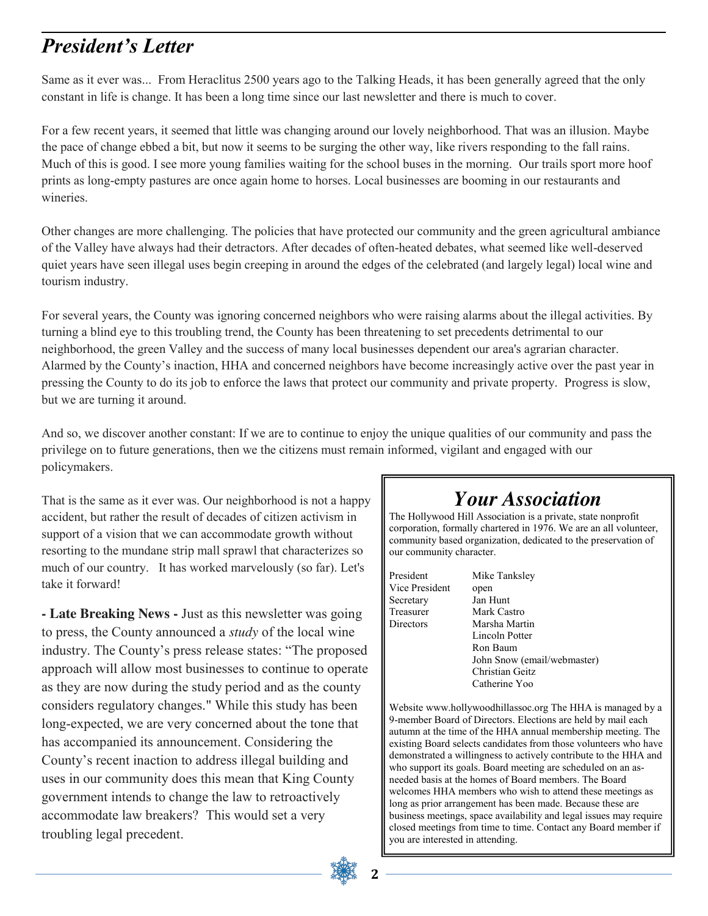## *President's Letter*

Same as it ever was... From Heraclitus 2500 years ago to the Talking Heads, it has been generally agreed that the only constant in life is change. It has been a long time since our last newsletter and there is much to cover.

For a few recent years, it seemed that little was changing around our lovely neighborhood. That was an illusion. Maybe the pace of change ebbed a bit, but now it seems to be surging the other way, like rivers responding to the fall rains. Much of this is good. I see more young families waiting for the school buses in the morning. Our trails sport more hoof prints as long-empty pastures are once again home to horses. Local businesses are booming in our restaurants and wineries.

Other changes are more challenging. The policies that have protected our community and the green agricultural ambiance of the Valley have always had their detractors. After decades of often-heated debates, what seemed like well-deserved quiet years have seen illegal uses begin creeping in around the edges of the celebrated (and largely legal) local wine and tourism industry.

For several years, the County was ignoring concerned neighbors who were raising alarms about the illegal activities. By turning a blind eye to this troubling trend, the County has been threatening to set precedents detrimental to our neighborhood, the green Valley and the success of many local businesses dependent our area's agrarian character. Alarmed by the County's inaction, HHA and concerned neighbors have become increasingly active over the past year in pressing the County to do its job to enforce the laws that protect our community and private property. Progress is slow, but we are turning it around.

And so, we discover another constant: If we are to continue to enjoy the unique qualities of our community and pass the privilege on to future generations, then we the citizens must remain informed, vigilant and engaged with our policymakers.

That is the same as it ever was. Our neighborhood is not a happy accident, but rather the result of decades of citizen activism in support of a vision that we can accommodate growth without resorting to the mundane strip mall sprawl that characterizes so much of our country. It has worked marvelously (so far). Let's take it forward!

**- Late Breaking News -** Just as this newsletter was going to press, the County announced a *study* of the local wine industry. The County's press release states: "The proposed approach will allow most businesses to continue to operate as they are now during the study period and as the county considers regulatory changes." While this study has been long-expected, we are very concerned about the tone that has accompanied its announcement. Considering the County's recent inaction to address illegal building and uses in our community does this mean that King County government intends to change the law to retroactively accommodate law breakers? This would set a very troubling legal precedent.

## *Your Association*

The Hollywood Hill Association is a private, state nonprofit corporation, formally chartered in 1976. We are an all volunteer, community based organization, dedicated to the preservation of our community character.

| | |
|---|---|
| President | Mike Tanksley |
| Vice President | open |
| Secretary | Jan Hunt |
| Treasurer | Mark Castro |
| Directors | Marsha Martin |
| | Lincoln Potter |
| | Ron Baum |
| | John Snow (email/webmaster) |
| | Christian Geitz |
| | Catherine Yoo |

Website www.hollywoodhillassoc.org The HHA is managed by a 9-member Board of Directors. Elections are held by mail each autumn at the time of the HHA annual membership meeting. The existing Board selects candidates from those volunteers who have demonstrated a willingness to actively contribute to the HHA and who support its goals. Board meeting are scheduled on an as-needed basis at the homes of Board members. The Board welcomes HHA members who wish to attend these meetings as long as prior arrangement has been made. Because these are business meetings, space availability and legal issues may require closed meetings from time to time. Contact any Board member if you are interested in attending.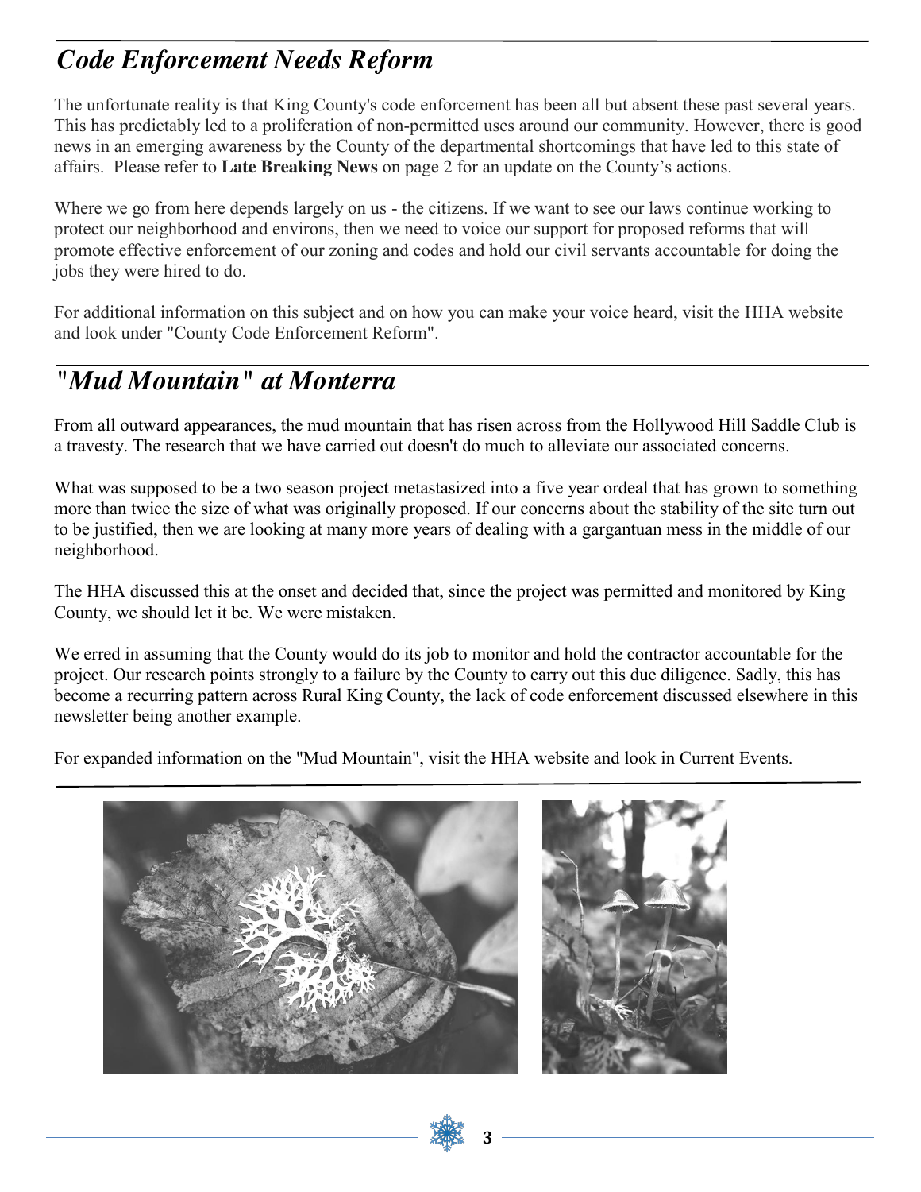## *Code Enforcement Needs Reform*

The unfortunate reality is that King County's code enforcement has been all but absent these past several years. This has predictably led to a proliferation of non-permitted uses around our community. However, there is good news in an emerging awareness by the County of the departmental shortcomings that have led to this state of affairs. Please refer to **Late Breaking News** on page 2 for an update on the County's actions.

Where we go from here depends largely on us - the citizens. If we want to see our laws continue working to protect our neighborhood and environs, then we need to voice our support for proposed reforms that will promote effective enforcement of our zoning and codes and hold our civil servants accountable for doing the jobs they were hired to do.

For additional information on this subject and on how you can make your voice heard, visit the HHA website and look under "County Code Enforcement Reform".

## *"Mud Mountain" at Monterra*

From all outward appearances, the mud mountain that has risen across from the Hollywood Hill Saddle Club is a travesty. The research that we have carried out doesn't do much to alleviate our associated concerns.

What was supposed to be a two season project metastasized into a five year ordeal that has grown to something more than twice the size of what was originally proposed. If our concerns about the stability of the site turn out to be justified, then we are looking at many more years of dealing with a gargantuan mess in the middle of our neighborhood.

The HHA discussed this at the onset and decided that, since the project was permitted and monitored by King County, we should let it be. We were mistaken.

We erred in assuming that the County would do its job to monitor and hold the contractor accountable for the project. Our research points strongly to a failure by the County to carry out this due diligence. Sadly, this has become a recurring pattern across Rural King County, the lack of code enforcement discussed elsewhere in this newsletter being another example.

For expanded information on the "Mud Mountain", visit the HHA website and look in Current Events.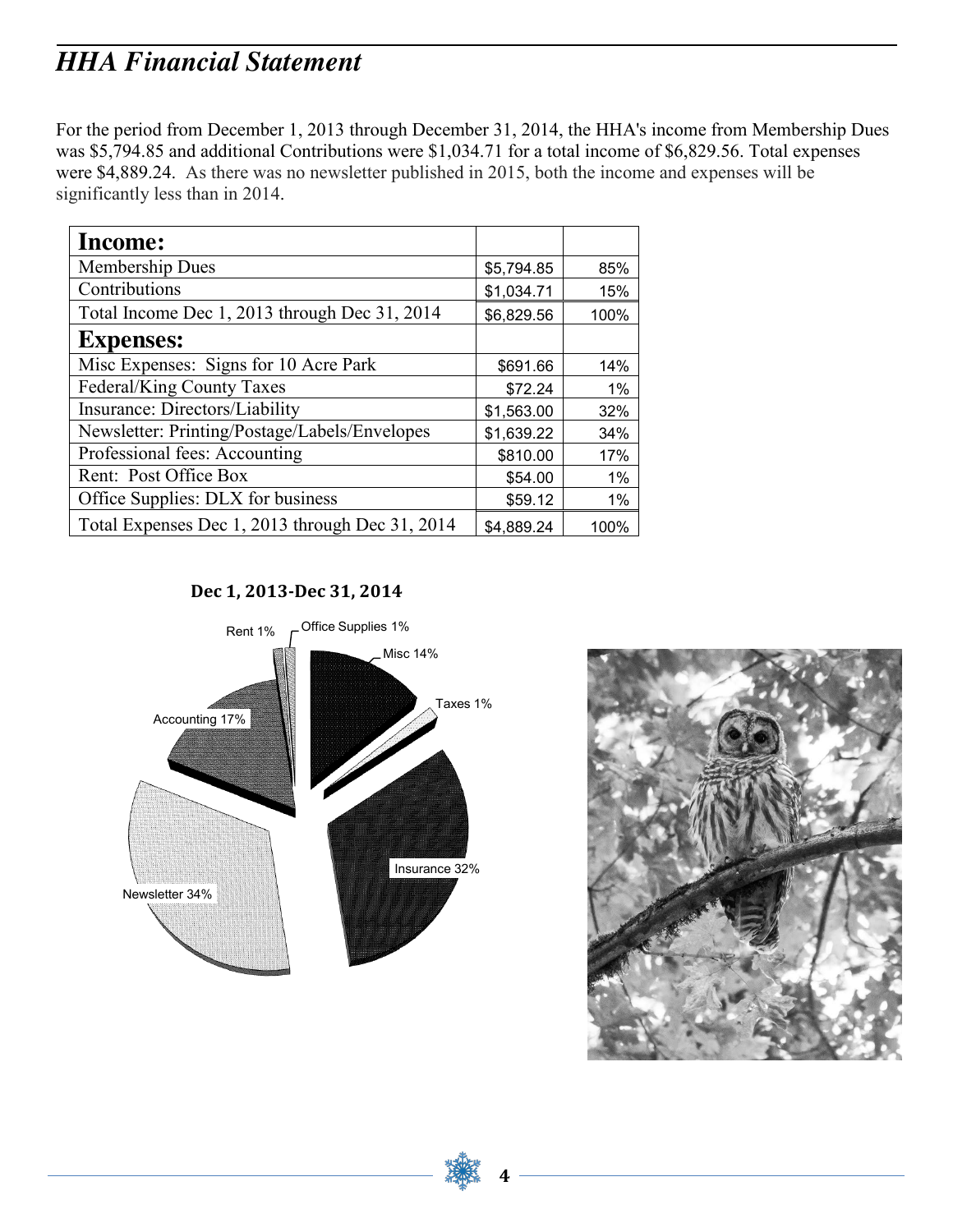# *HHA Financial Statement*

For the period from December 1, 2013 through December 31, 2014, the HHA's income from Membership Dues was $5,794.85 and additional Contributions were $1,034.71 for a total income of $6,829.56. Total expenses were $4,889.24. As there was no newsletter published in 2015, both the income and expenses will be significantly less than in 2014.

| **Income:** | | |
|---|---|---|
| Membership Dues | $5,794.85 | 85% |
| Contributions | $1,034.71 | 15% |
| Total Income Dec 1, 2013 through Dec 31, 2014 | $6,829.56 | 100% |
| **Expenses:** | | |
| Misc Expenses: Signs for 10 Acre Park | $691.66 | 14% |
| Federal/King County Taxes | $72.24 | 1% |
| Insurance: Directors/Liability | $1,563.00 | 32% |
| Newsletter: Printing/Postage/Labels/Envelopes | $1,639.22 | 34% |
| Professional fees: Accounting | $810.00 | 17% |
| Rent: Post Office Box | $54.00 | 1% |
| Office Supplies: DLX for business | $59.12 | 1% |
| Total Expenses Dec 1, 2013 through Dec 31, 2014 | $4,889.24 | 100% |

**Dec 1, 2013-Dec 31, 2014**

Rent 1%, Office Supplies 1%, Misc 14%, Taxes 1%, Insurance 32%, Newsletter 34%, Accounting 17%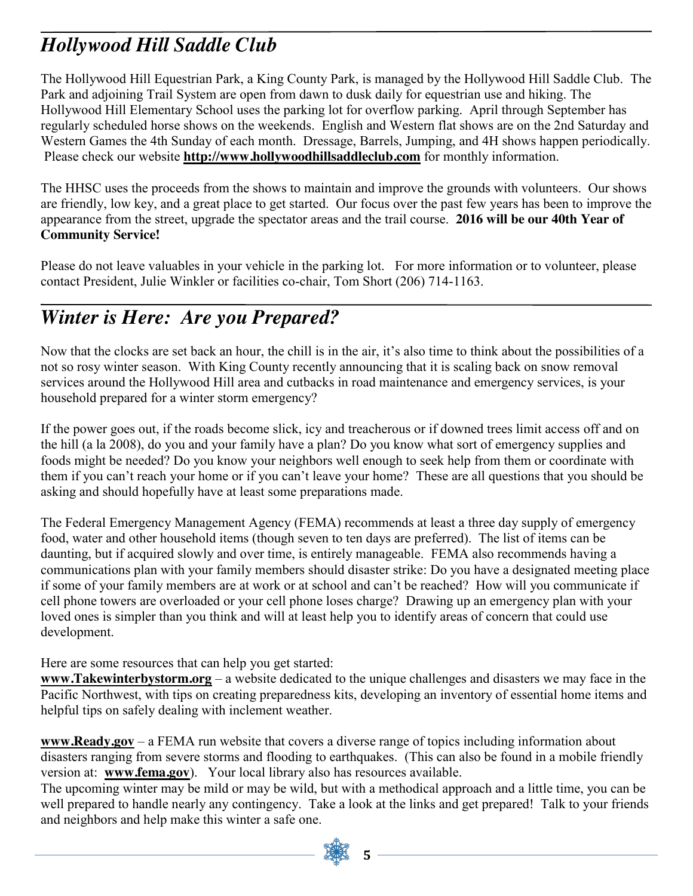## *Hollywood Hill Saddle Club*

The Hollywood Hill Equestrian Park, a King County Park, is managed by the Hollywood Hill Saddle Club. The Park and adjoining Trail System are open from dawn to dusk daily for equestrian use and hiking. The Hollywood Hill Elementary School uses the parking lot for overflow parking. April through September has regularly scheduled horse shows on the weekends. English and Western flat shows are on the 2nd Saturday and Western Games the 4th Sunday of each month. Dressage, Barrels, Jumping, and 4H shows happen periodically. Please check our website **http://www.hollywoodhillsaddleclub.com** for monthly information.

The HHSC uses the proceeds from the shows to maintain and improve the grounds with volunteers. Our shows are friendly, low key, and a great place to get started. Our focus over the past few years has been to improve the appearance from the street, upgrade the spectator areas and the trail course. **2016 will be our 40th Year of Community Service!**

Please do not leave valuables in your vehicle in the parking lot. For more information or to volunteer, please contact President, Julie Winkler or facilities co-chair, Tom Short (206) 714-1163.

## *Winter is Here: Are you Prepared?*

Now that the clocks are set back an hour, the chill is in the air, it's also time to think about the possibilities of a not so rosy winter season. With King County recently announcing that it is scaling back on snow removal services around the Hollywood Hill area and cutbacks in road maintenance and emergency services, is your household prepared for a winter storm emergency?

If the power goes out, if the roads become slick, icy and treacherous or if downed trees limit access off and on the hill (a la 2008), do you and your family have a plan? Do you know what sort of emergency supplies and foods might be needed? Do you know your neighbors well enough to seek help from them or coordinate with them if you can't reach your home or if you can't leave your home? These are all questions that you should be asking and should hopefully have at least some preparations made.

The Federal Emergency Management Agency (FEMA) recommends at least a three day supply of emergency food, water and other household items (though seven to ten days are preferred). The list of items can be daunting, but if acquired slowly and over time, is entirely manageable. FEMA also recommends having a communications plan with your family members should disaster strike: Do you have a designated meeting place if some of your family members are at work or at school and can't be reached? How will you communicate if cell phone towers are overloaded or your cell phone loses charge? Drawing up an emergency plan with your loved ones is simpler than you think and will at least help you to identify areas of concern that could use development.

Here are some resources that can help you get started:

**www.Takewinterbystorm.org** – a website dedicated to the unique challenges and disasters we may face in the Pacific Northwest, with tips on creating preparedness kits, developing an inventory of essential home items and helpful tips on safely dealing with inclement weather.

**www.Ready.gov** – a FEMA run website that covers a diverse range of topics including information about disasters ranging from severe storms and flooding to earthquakes. (This can also be found in a mobile friendly version at: **www.fema.gov**). Your local library also has resources available.

The upcoming winter may be mild or may be wild, but with a methodical approach and a little time, you can be well prepared to handle nearly any contingency. Take a look at the links and get prepared! Talk to your friends and neighbors and help make this winter a safe one.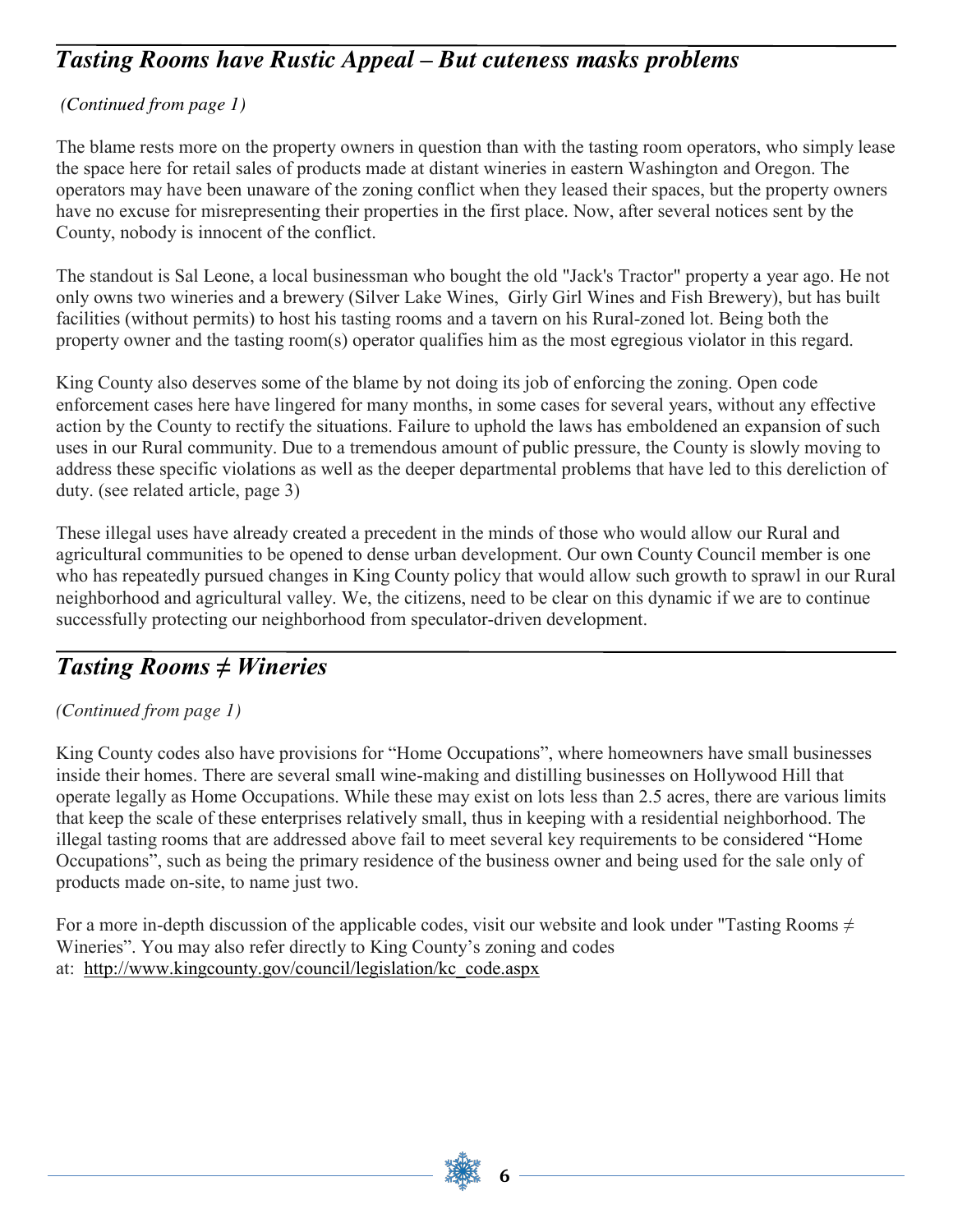## *Tasting Rooms have Rustic Appeal – But cuteness masks problems*

*(Continued from page 1)*

The blame rests more on the property owners in question than with the tasting room operators, who simply lease the space here for retail sales of products made at distant wineries in eastern Washington and Oregon. The operators may have been unaware of the zoning conflict when they leased their spaces, but the property owners have no excuse for misrepresenting their properties in the first place. Now, after several notices sent by the County, nobody is innocent of the conflict.

The standout is Sal Leone, a local businessman who bought the old "Jack's Tractor" property a year ago. He not only owns two wineries and a brewery (Silver Lake Wines, Girly Girl Wines and Fish Brewery), but has built facilities (without permits) to host his tasting rooms and a tavern on his Rural-zoned lot. Being both the property owner and the tasting room(s) operator qualifies him as the most egregious violator in this regard.

King County also deserves some of the blame by not doing its job of enforcing the zoning. Open code enforcement cases here have lingered for many months, in some cases for several years, without any effective action by the County to rectify the situations. Failure to uphold the laws has emboldened an expansion of such uses in our Rural community. Due to a tremendous amount of public pressure, the County is slowly moving to address these specific violations as well as the deeper departmental problems that have led to this dereliction of duty. (see related article, page 3)

These illegal uses have already created a precedent in the minds of those who would allow our Rural and agricultural communities to be opened to dense urban development. Our own County Council member is one who has repeatedly pursued changes in King County policy that would allow such growth to sprawl in our Rural neighborhood and agricultural valley. We, the citizens, need to be clear on this dynamic if we are to continue successfully protecting our neighborhood from speculator-driven development.

## *Tasting Rooms ≠ Wineries*

*(Continued from page 1)*

King County codes also have provisions for "Home Occupations", where homeowners have small businesses inside their homes. There are several small wine-making and distilling businesses on Hollywood Hill that operate legally as Home Occupations. While these may exist on lots less than 2.5 acres, there are various limits that keep the scale of these enterprises relatively small, thus in keeping with a residential neighborhood. The illegal tasting rooms that are addressed above fail to meet several key requirements to be considered "Home Occupations", such as being the primary residence of the business owner and being used for the sale only of products made on-site, to name just two.

For a more in-depth discussion of the applicable codes, visit our website and look under "Tasting Rooms ≠ Wineries". You may also refer directly to King County's zoning and codes at: http://www.kingcounty.gov/council/legislation/kc_code.aspx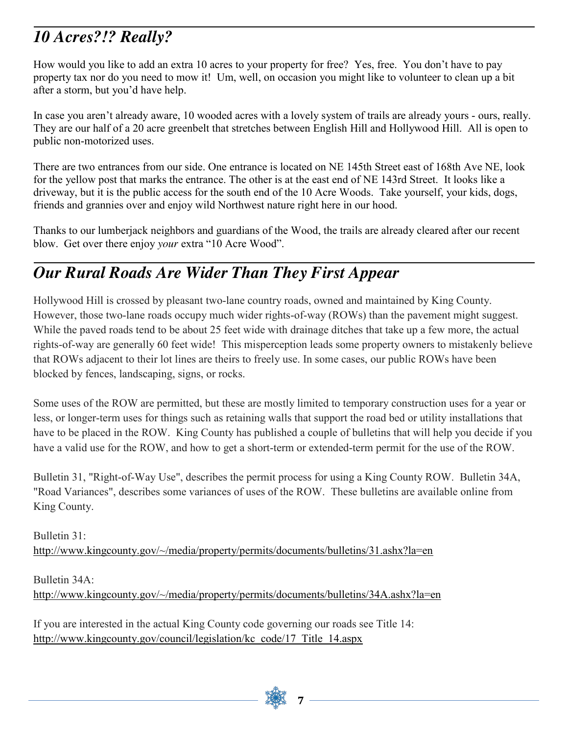## *10 Acres?!? Really?*

How would you like to add an extra 10 acres to your property for free? Yes, free. You don't have to pay property tax nor do you need to mow it! Um, well, on occasion you might like to volunteer to clean up a bit after a storm, but you'd have help.

In case you aren't already aware, 10 wooded acres with a lovely system of trails are already yours - ours, really. They are our half of a 20 acre greenbelt that stretches between English Hill and Hollywood Hill. All is open to public non-motorized uses.

There are two entrances from our side. One entrance is located on NE 145th Street east of 168th Ave NE, look for the yellow post that marks the entrance. The other is at the east end of NE 143rd Street. It looks like a driveway, but it is the public access for the south end of the 10 Acre Woods. Take yourself, your kids, dogs, friends and grannies over and enjoy wild Northwest nature right here in our hood.

Thanks to our lumberjack neighbors and guardians of the Wood, the trails are already cleared after our recent blow. Get over there enjoy *your* extra "10 Acre Wood".

## *Our Rural Roads Are Wider Than They First Appear*

Hollywood Hill is crossed by pleasant two-lane country roads, owned and maintained by King County. However, those two-lane roads occupy much wider rights-of-way (ROWs) than the pavement might suggest. While the paved roads tend to be about 25 feet wide with drainage ditches that take up a few more, the actual rights-of-way are generally 60 feet wide! This misperception leads some property owners to mistakenly believe that ROWs adjacent to their lot lines are theirs to freely use. In some cases, our public ROWs have been blocked by fences, landscaping, signs, or rocks.

Some uses of the ROW are permitted, but these are mostly limited to temporary construction uses for a year or less, or longer-term uses for things such as retaining walls that support the road bed or utility installations that have to be placed in the ROW. King County has published a couple of bulletins that will help you decide if you have a valid use for the ROW, and how to get a short-term or extended-term permit for the use of the ROW.

Bulletin 31, "Right-of-Way Use", describes the permit process for using a King County ROW. Bulletin 34A, "Road Variances", describes some variances of uses of the ROW. These bulletins are available online from King County.

Bulletin 31:
http://www.kingcounty.gov/~/media/property/permits/documents/bulletins/31.ashx?la=en

Bulletin 34A:
http://www.kingcounty.gov/~/media/property/permits/documents/bulletins/34A.ashx?la=en

If you are interested in the actual King County code governing our roads see Title 14:
http://www.kingcounty.gov/council/legislation/kc_code/17_Title_14.aspx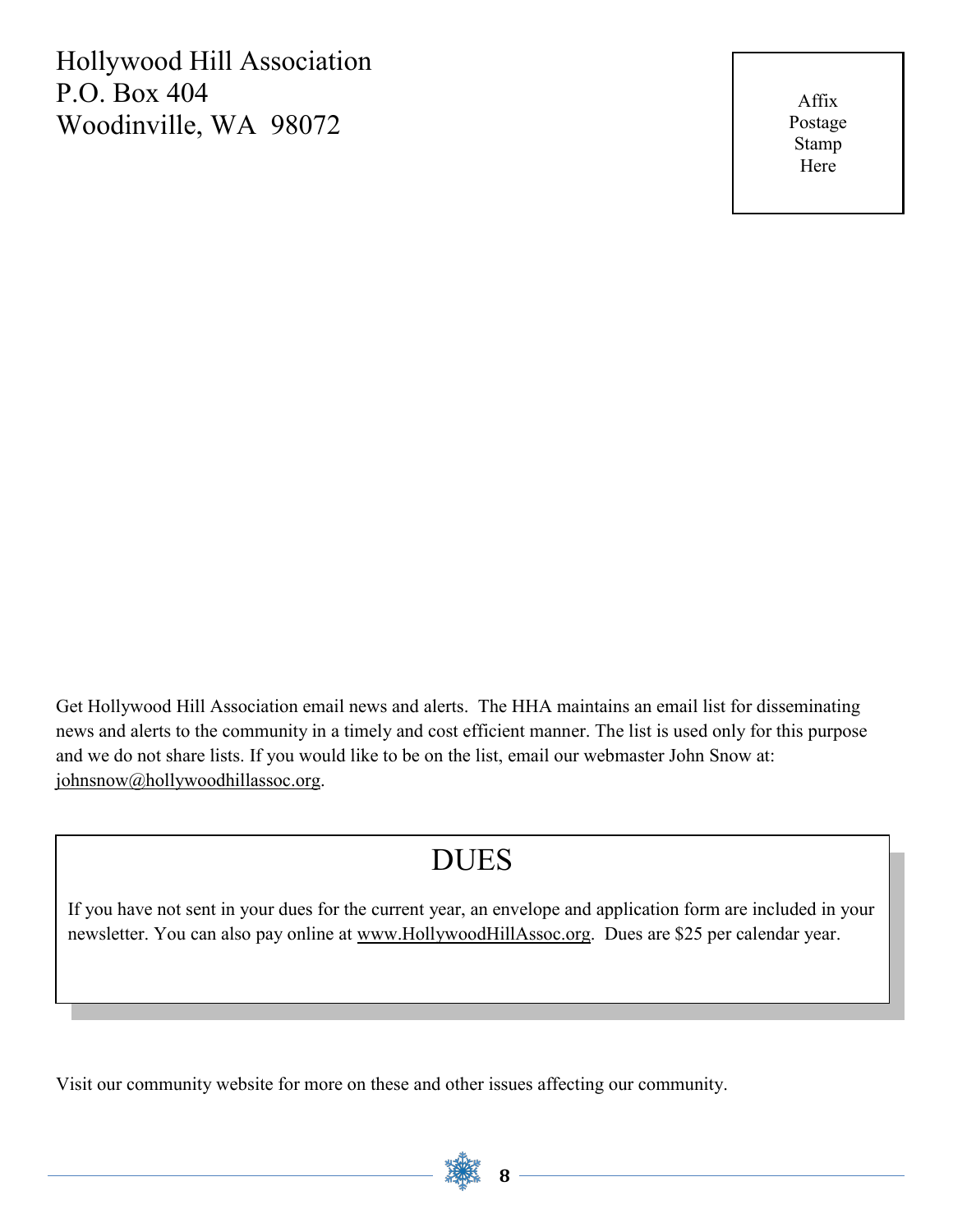Hollywood Hill Association
P.O. Box 404
Woodinville, WA 98072

Affix
Postage
Stamp
Here

Get Hollywood Hill Association email news and alerts. The HHA maintains an email list for disseminating news and alerts to the community in a timely and cost efficient manner. The list is used only for this purpose and we do not share lists. If you would like to be on the list, email our webmaster John Snow at: johnsnow@hollywoodhillassoc.org.

## DUES

If you have not sent in your dues for the current year, an envelope and application form are included in your newsletter. You can also pay online at www.HollywoodHillAssoc.org. Dues are $25 per calendar year.

Visit our community website for more on these and other issues affecting our community.